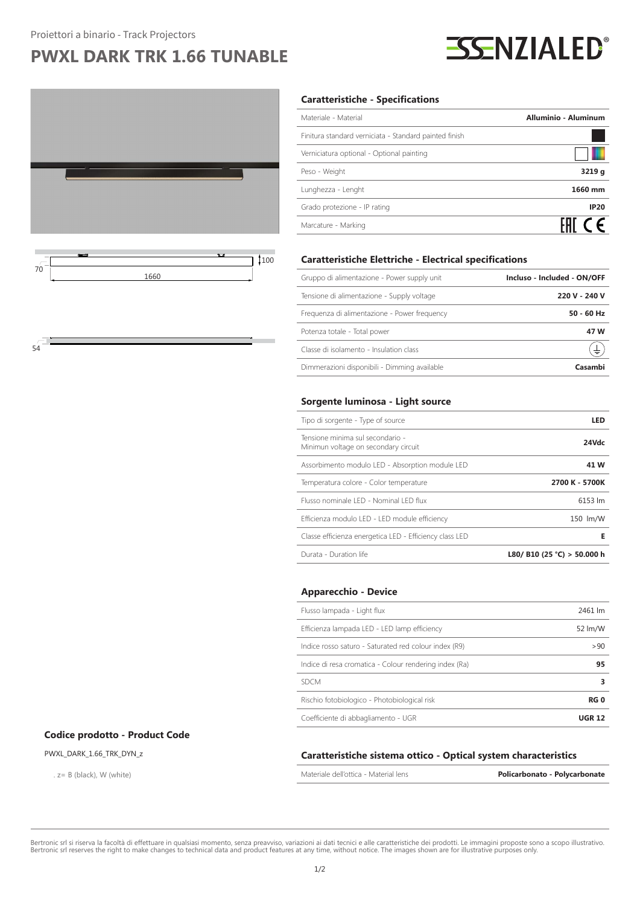Proiettori a binario - Track Projectors

# PWXL DARK TRK 1.66 TUNABLE

ESSENZIALED®

70

1660

100

54

## Caratteristiche - Specifications

| | |
|---|---|
| Materiale - Material | **Alluminio - Aluminum** |
| Finitura standard verniciata - Standard painted finish | |
| Verniciatura optional - Optional painting | |
| Peso - Weight | **3219 g** |
| Lunghezza - Lenght | **1660 mm** |
| Grado protezione - IP rating | **IP20** |
| Marcature - Marking | EAC CE |

## Caratteristiche Elettriche - Electrical specifications

| | |
|---|---|
| Gruppo di alimentazione - Power supply unit | **Incluso - Included - ON/OFF** |
| Tensione di alimentazione - Supply voltage | **220 V - 240 V** |
| Frequenza di alimentazione - Power frequency | **50 - 60 Hz** |
| Potenza totale - Total power | **47 W** |
| Classe di isolamento - Insulation class | |
| Dimmerazioni disponibili - Dimming available | **Casambi** |

## Sorgente luminosa - Light source

| | |
|---|---|
| Tipo di sorgente - Type of source | **LED** |
| Tensione minima sul secondario - Minimun voltage on secondary circuit | **24Vdc** |
| Assorbimento modulo LED - Absorption module LED | **41 W** |
| Temperatura colore - Color temperature | **2700 K - 5700K** |
| Flusso nominale LED - Nominal LED flux | 6153 lm |
| Efficienza modulo LED - LED module efficiency | 150 lm/W |
| Classe efficienza energetica LED - Efficiency class LED | **E** |
| Durata - Duration life | **L80/ B10 (25 °C) > 50.000 h** |

## Apparecchio - Device

| | |
|---|---|
| Flusso lampada - Light flux | 2461 lm |
| Efficienza lampada LED - LED lamp efficiency | 52 lm/W |
| Indice rosso saturo - Saturated red colour index (R9) | >90 |
| Indice di resa cromatica - Colour rendering index (Ra) | **95** |
| SDCM | **3** |
| Rischio fotobiologico - Photobiological risk | **RG 0** |
| Coefficiente di abbagliamento - UGR | **UGR 12** |

## Codice prodotto - Product Code

PWXL_DARK_1.66_TRK_DYN_z

. z= B (black), W (white)

## Caratteristiche sistema ottico - Optical system characteristics

| | |
|---|---|
| Materiale dell'ottica - Material lens | **Policarbonato - Polycarbonate** |

Bertronic srl si riserva la facoltà di effettuare in qualsiasi momento, senza preavviso, variazioni ai dati tecnici e alle caratteristiche dei prodotti. Le immagini proposte sono a scopo illustrativo.
Bertronic srl reserves the right to make changes to technical data and product features at any time, without notice. The images shown are for illustrative purposes only.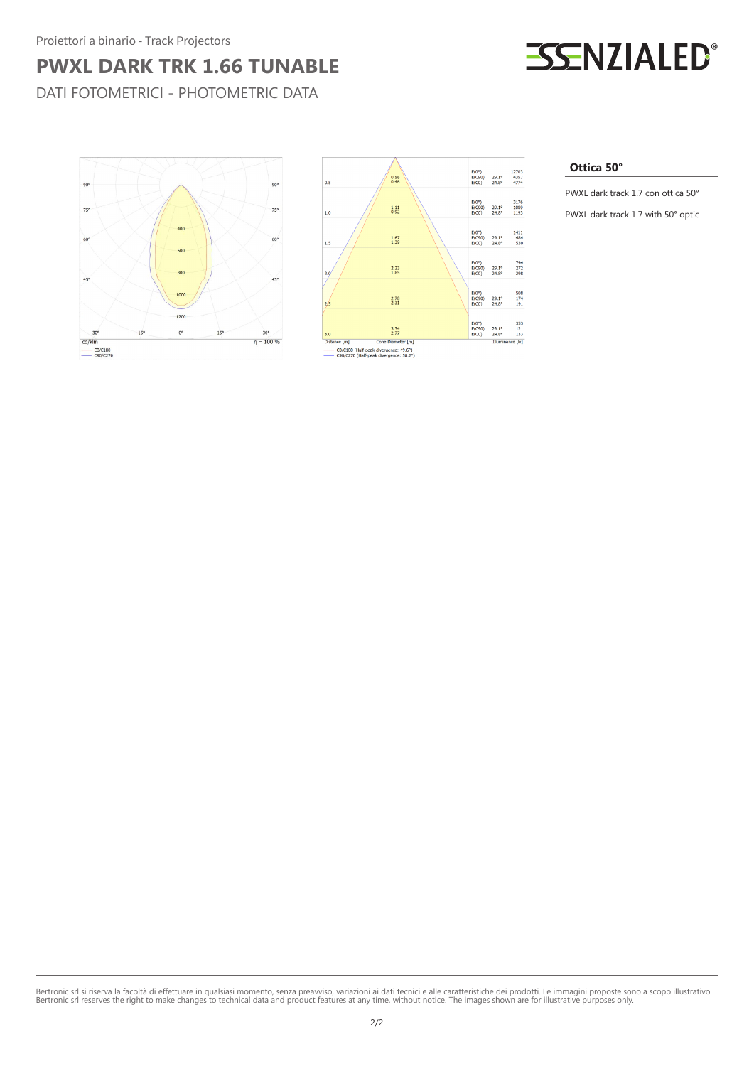Proiettori a binario - Track Projectors

# PWXL DARK TRK 1.66 TUNABLE

DATI FOTOMETRICI - PHOTOMETRIC DATA

90°
90°
75°
75°
60°
60°
45°
45°
30°
15°
0°
15°
30°
400
600
800
1000
1200
cd/klm
η = 100 %
C0/C180
C90/C270

0.5
0.56
0.46
E(0°) 12703
E(C90) 29.1° 4357
E(C0) 24.8° 4774
1.0
1.11
0.92
E(0°) 3176
E(C90) 29.1° 1089
E(C0) 24.8° 1193
1.5
1.67
1.39
E(0°) 1411
E(C90) 29.1° 484
E(C0) 24.8° 530
2.0
2.23
1.85
E(0°) 794
E(C90) 29.1° 272
E(C0) 24.8° 298
2.5
2.78
2.31
E(0°) 508
E(C90) 29.1° 174
E(C0) 24.8° 191
3.0
3.34
2.77
E(0°) 353
E(C90) 29.1° 121
E(C0) 24.8° 133
Distance [m]
Cone Diameter [m]
Illuminance [lx]
C0/C180 (Half-peak divergence: 49.6°)
C90/C270 (Half-peak divergence: 58.2°)

**Ottica 50°**

PWXL dark track 1.7 con ottica 50°

PWXL dark track 1.7 with 50° optic

Bertronic srl si riserva la facoltà di effettuare in qualsiasi momento, senza preavviso, variazioni ai dati tecnici e alle caratteristiche dei prodotti. Le immagini proposte sono a scopo illustrativo.
Bertronic srl reserves the right to make changes to technical data and product features at any time, without notice. The images shown are for illustrative purposes only.